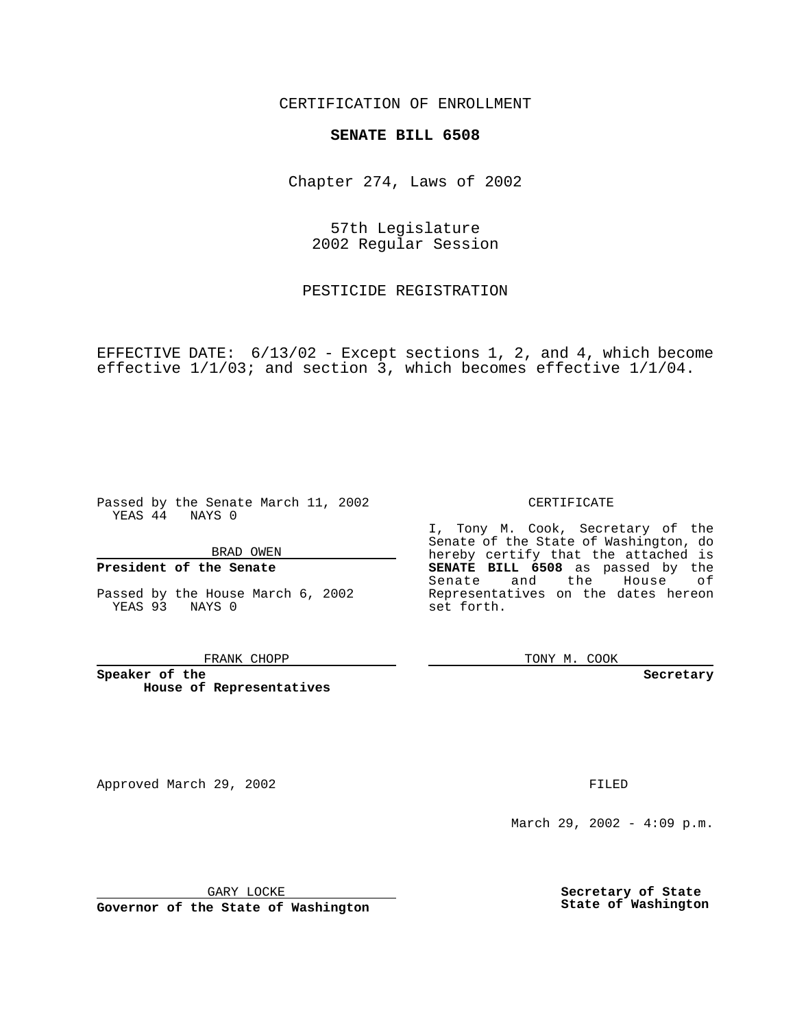CERTIFICATION OF ENROLLMENT

**SENATE BILL 6508**

Chapter 274, Laws of 2002

57th Legislature
2002 Regular Session

PESTICIDE REGISTRATION

EFFECTIVE DATE: 6/13/02 - Except sections 1, 2, and 4, which become effective 1/1/03; and section 3, which becomes effective 1/1/04.

Passed by the Senate March 11, 2002
YEAS 44 NAYS 0

BRAD OWEN

**President of the Senate**

Passed by the House March 6, 2002
YEAS 93 NAYS 0

FRANK CHOPP

**Speaker of the House of Representatives**

CERTIFICATE

I, Tony M. Cook, Secretary of the Senate of the State of Washington, do hereby certify that the attached is **SENATE BILL 6508** as passed by the Senate and the House of Representatives on the dates hereon set forth.

TONY M. COOK

**Secretary**

Approved March 29, 2002

GARY LOCKE

**Governor of the State of Washington**

FILED

March 29, 2002 - 4:09 p.m.

**Secretary of State
State of Washington**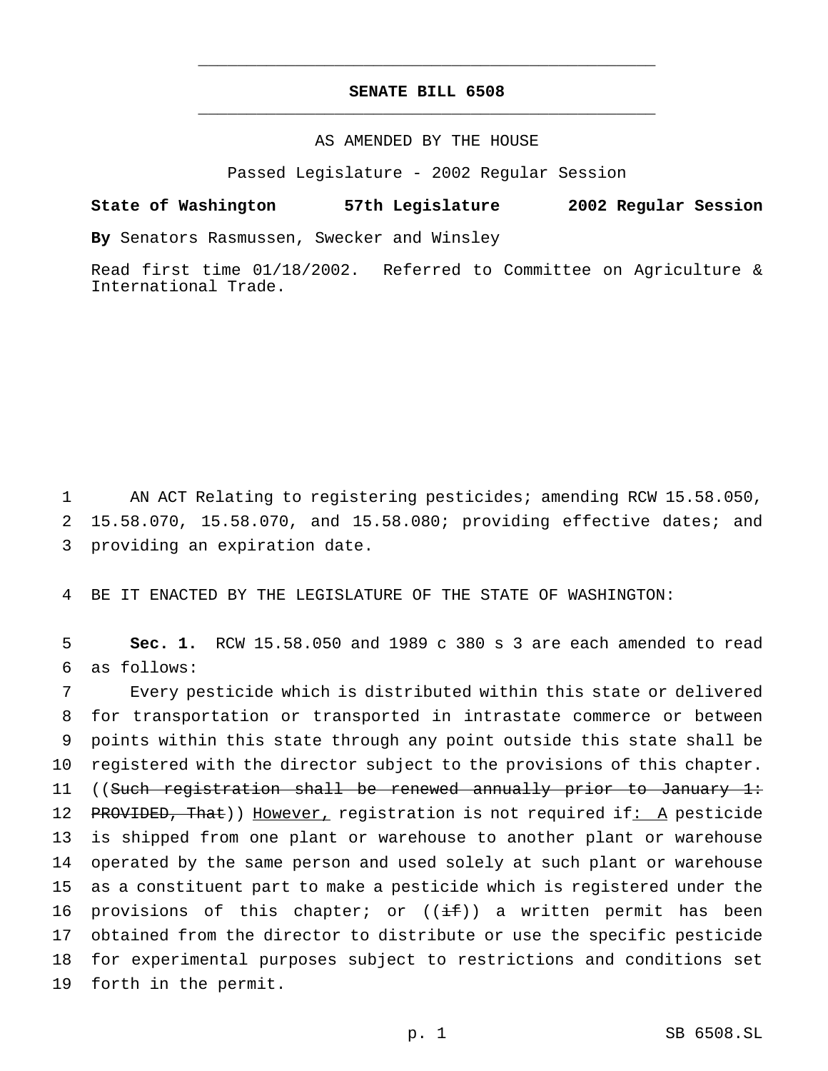# SENATE BILL 6508

AS AMENDED BY THE HOUSE

Passed Legislature - 2002 Regular Session

**State of Washington 57th Legislature 2002 Regular Session**

**By** Senators Rasmussen, Swecker and Winsley

Read first time 01/18/2002. Referred to Committee on Agriculture & International Trade.

AN ACT Relating to registering pesticides; amending RCW 15.58.050, 15.58.070, 15.58.070, and 15.58.080; providing effective dates; and providing an expiration date.

BE IT ENACTED BY THE LEGISLATURE OF THE STATE OF WASHINGTON:

**Sec. 1.** RCW 15.58.050 and 1989 c 380 s 3 are each amended to read as follows:

Every pesticide which is distributed within this state or delivered for transportation or transported in intrastate commerce or between points within this state through any point outside this state shall be registered with the director subject to the provisions of this chapter. ((~~Such registration shall be renewed annually prior to January 1: PROVIDED, That~~)) <u>However,</u> registration is not required if<u>: A</u> pesticide is shipped from one plant or warehouse to another plant or warehouse operated by the same person and used solely at such plant or warehouse as a constituent part to make a pesticide which is registered under the provisions of this chapter; or ((~~if~~)) a written permit has been obtained from the director to distribute or use the specific pesticide for experimental purposes subject to restrictions and conditions set forth in the permit.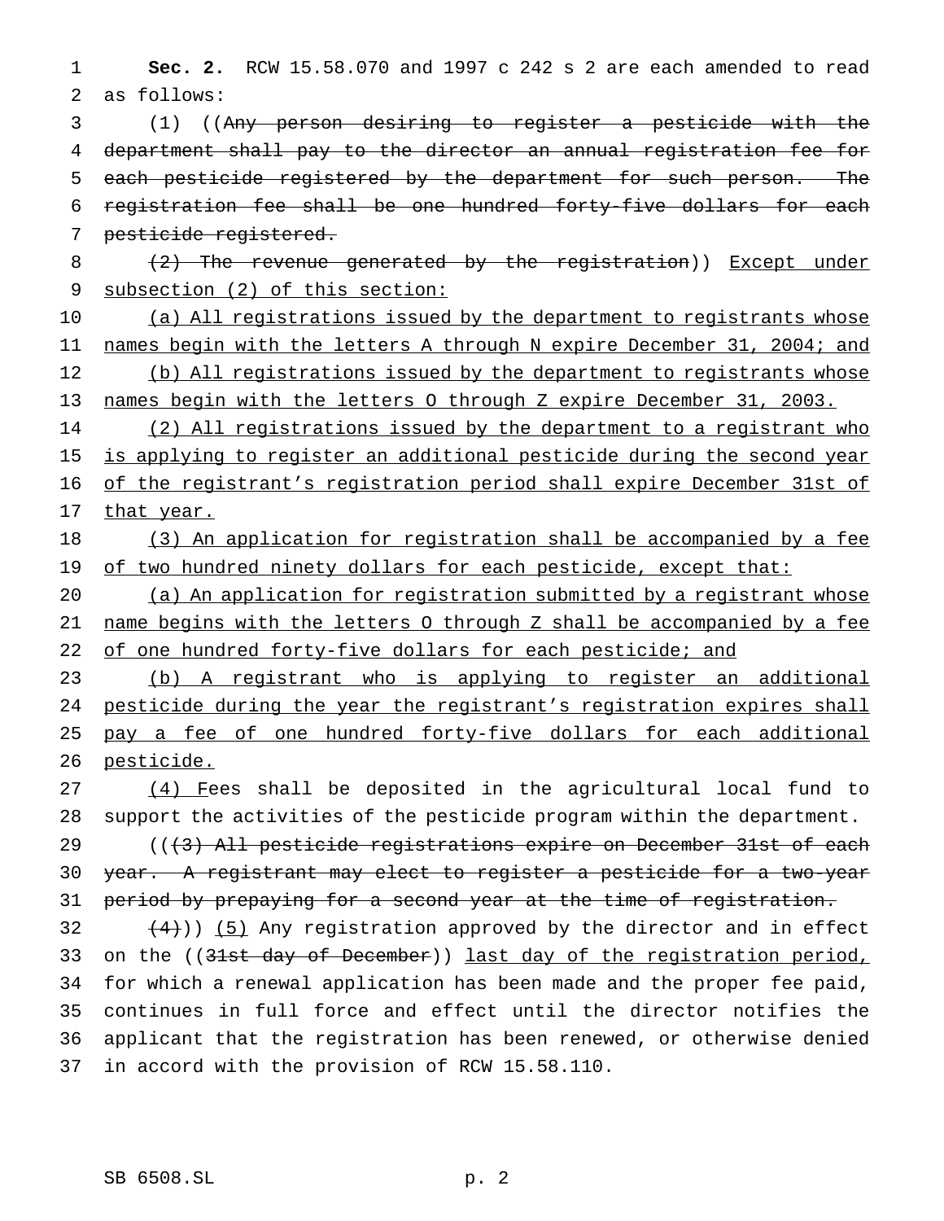**Sec. 2.** RCW 15.58.070 and 1997 c 242 s 2 are each amended to read as follows:

(1) ((~~Any person desiring to register a pesticide with the department shall pay to the director an annual registration fee for each pesticide registered by the department for such person. The registration fee shall be one hundred forty-five dollars for each pesticide registered.~~

~~(2) The revenue generated by the registration~~)) Except under subsection (2) of this section:

(a) All registrations issued by the department to registrants whose names begin with the letters A through N expire December 31, 2004; and

(b) All registrations issued by the department to registrants whose names begin with the letters O through Z expire December 31, 2003.

(2) All registrations issued by the department to a registrant who is applying to register an additional pesticide during the second year of the registrant's registration period shall expire December 31st of that year.

(3) An application for registration shall be accompanied by a fee of two hundred ninety dollars for each pesticide, except that:

(a) An application for registration submitted by a registrant whose name begins with the letters O through Z shall be accompanied by a fee of one hundred forty-five dollars for each pesticide; and

(b) A registrant who is applying to register an additional pesticide during the year the registrant's registration expires shall pay a fee of one hundred forty-five dollars for each additional pesticide.

(4) Fees shall be deposited in the agricultural local fund to support the activities of the pesticide program within the department.

((~~(3) All pesticide registrations expire on December 31st of each year. A registrant may elect to register a pesticide for a two-year period by prepaying for a second year at the time of registration.~~

~~(4)~~)) (5) Any registration approved by the director and in effect on the ((~~31st day of December~~)) last day of the registration period, for which a renewal application has been made and the proper fee paid, continues in full force and effect until the director notifies the applicant that the registration has been renewed, or otherwise denied in accord with the provision of RCW 15.58.110.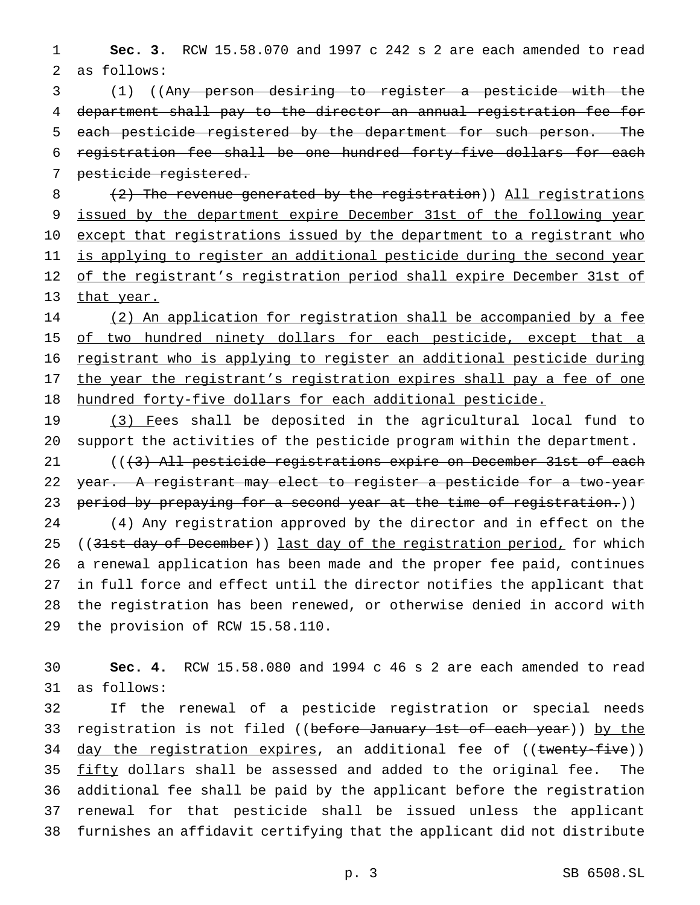**Sec. 3.** RCW 15.58.070 and 1997 c 242 s 2 are each amended to read as follows:

(1) ((~~Any person desiring to register a pesticide with the department shall pay to the director an annual registration fee for each pesticide registered by the department for such person. The registration fee shall be one hundred forty-five dollars for each pesticide registered.~~

~~(2) The revenue generated by the registration~~)) <u>All registrations issued by the department expire December 31st of the following year except that registrations issued by the department to a registrant who is applying to register an additional pesticide during the second year of the registrant's registration period shall expire December 31st of that year.</u>

<u>(2) An application for registration shall be accompanied by a fee of two hundred ninety dollars for each pesticide, except that a registrant who is applying to register an additional pesticide during the year the registrant's registration expires shall pay a fee of one hundred forty-five dollars for each additional pesticide.</u>

<u>(3) F</u>ees shall be deposited in the agricultural local fund to support the activities of the pesticide program within the department.

((~~(3) All pesticide registrations expire on December 31st of each year. A registrant may elect to register a pesticide for a two-year period by prepaying for a second year at the time of registration.~~))

(4) Any registration approved by the director and in effect on the ((~~31st day of December~~)) <u>last day of the registration period,</u> for which a renewal application has been made and the proper fee paid, continues in full force and effect until the director notifies the applicant that the registration has been renewed, or otherwise denied in accord with the provision of RCW 15.58.110.

**Sec. 4.** RCW 15.58.080 and 1994 c 46 s 2 are each amended to read as follows:

If the renewal of a pesticide registration or special needs registration is not filed ((~~before January 1st of each year~~)) <u>by the day the registration expires</u>, an additional fee of ((~~twenty-five~~)) <u>fifty</u> dollars shall be assessed and added to the original fee. The additional fee shall be paid by the applicant before the registration renewal for that pesticide shall be issued unless the applicant furnishes an affidavit certifying that the applicant did not distribute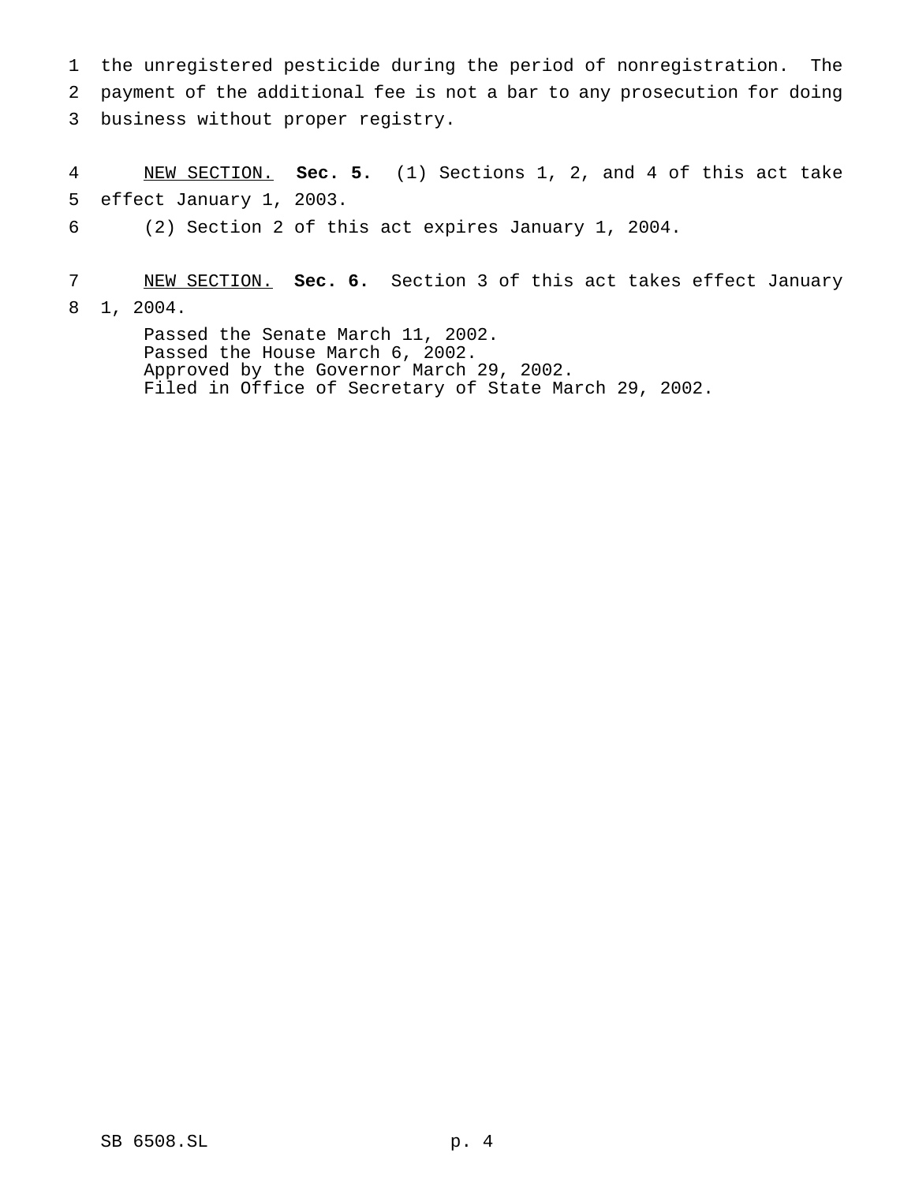the unregistered pesticide during the period of nonregistration. The payment of the additional fee is not a bar to any prosecution for doing business without proper registry.

NEW SECTION. **Sec. 5.** (1) Sections 1, 2, and 4 of this act take effect January 1, 2003.

(2) Section 2 of this act expires January 1, 2004.

NEW SECTION. **Sec. 6.** Section 3 of this act takes effect January 1, 2004.

Passed the Senate March 11, 2002.
Passed the House March 6, 2002.
Approved by the Governor March 29, 2002.
Filed in Office of Secretary of State March 29, 2002.